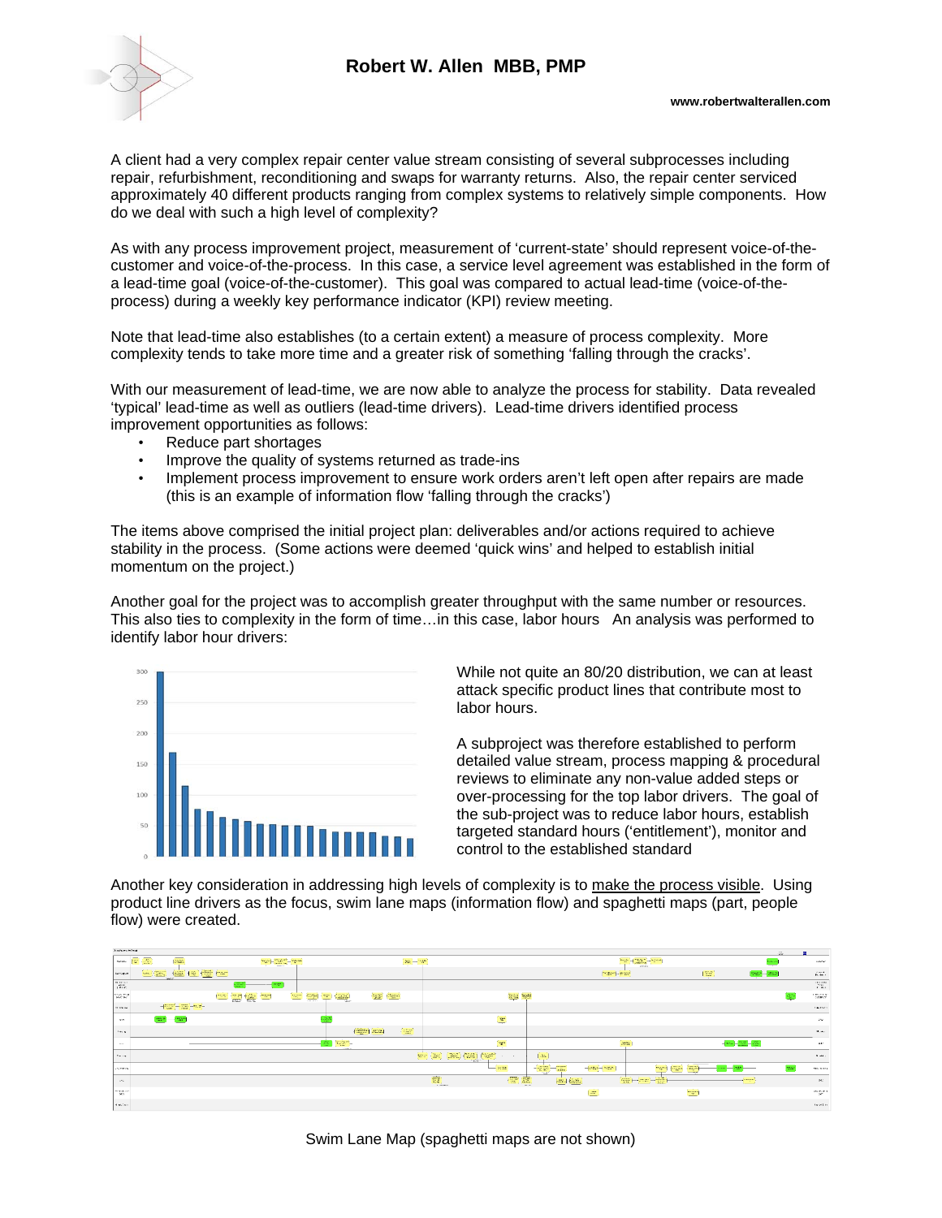# Robert W. Allen MBB, PMP

**www.robertwalterallen.com**

A client had a very complex repair center value stream consisting of several subprocesses including repair, refurbishment, reconditioning and swaps for warranty returns. Also, the repair center serviced approximately 40 different products ranging from complex systems to relatively simple components. How do we deal with such a high level of complexity?

As with any process improvement project, measurement of 'current-state' should represent voice-of-the-customer and voice-of-the-process. In this case, a service level agreement was established in the form of a lead-time goal (voice-of-the-customer). This goal was compared to actual lead-time (voice-of-the-process) during a weekly key performance indicator (KPI) review meeting.

Note that lead-time also establishes (to a certain extent) a measure of process complexity. More complexity tends to take more time and a greater risk of something 'falling through the cracks'.

With our measurement of lead-time, we are now able to analyze the process for stability. Data revealed 'typical' lead-time as well as outliers (lead-time drivers). Lead-time drivers identified process improvement opportunities as follows:

- Reduce part shortages
- Improve the quality of systems returned as trade-ins
- Implement process improvement to ensure work orders aren't left open after repairs are made (this is an example of information flow 'falling through the cracks')

The items above comprised the initial project plan: deliverables and/or actions required to achieve stability in the process. (Some actions were deemed 'quick wins' and helped to establish initial momentum on the project.)

Another goal for the project was to accomplish greater throughput with the same number or resources. This also ties to complexity in the form of time…in this case, labor hours An analysis was performed to identify labor hour drivers:

While not quite an 80/20 distribution, we can at least attack specific product lines that contribute most to labor hours.

A subproject was therefore established to perform detailed value stream, process mapping & procedural reviews to eliminate any non-value added steps or over-processing for the top labor drivers. The goal of the sub-project was to reduce labor hours, establish targeted standard hours ('entitlement'), monitor and control to the established standard

Another key consideration in addressing high levels of complexity is to make the process visible. Using product line drivers as the focus, swim lane maps (information flow) and spaghetti maps (part, people flow) were created.

Swim Lane Map (spaghetti maps are not shown)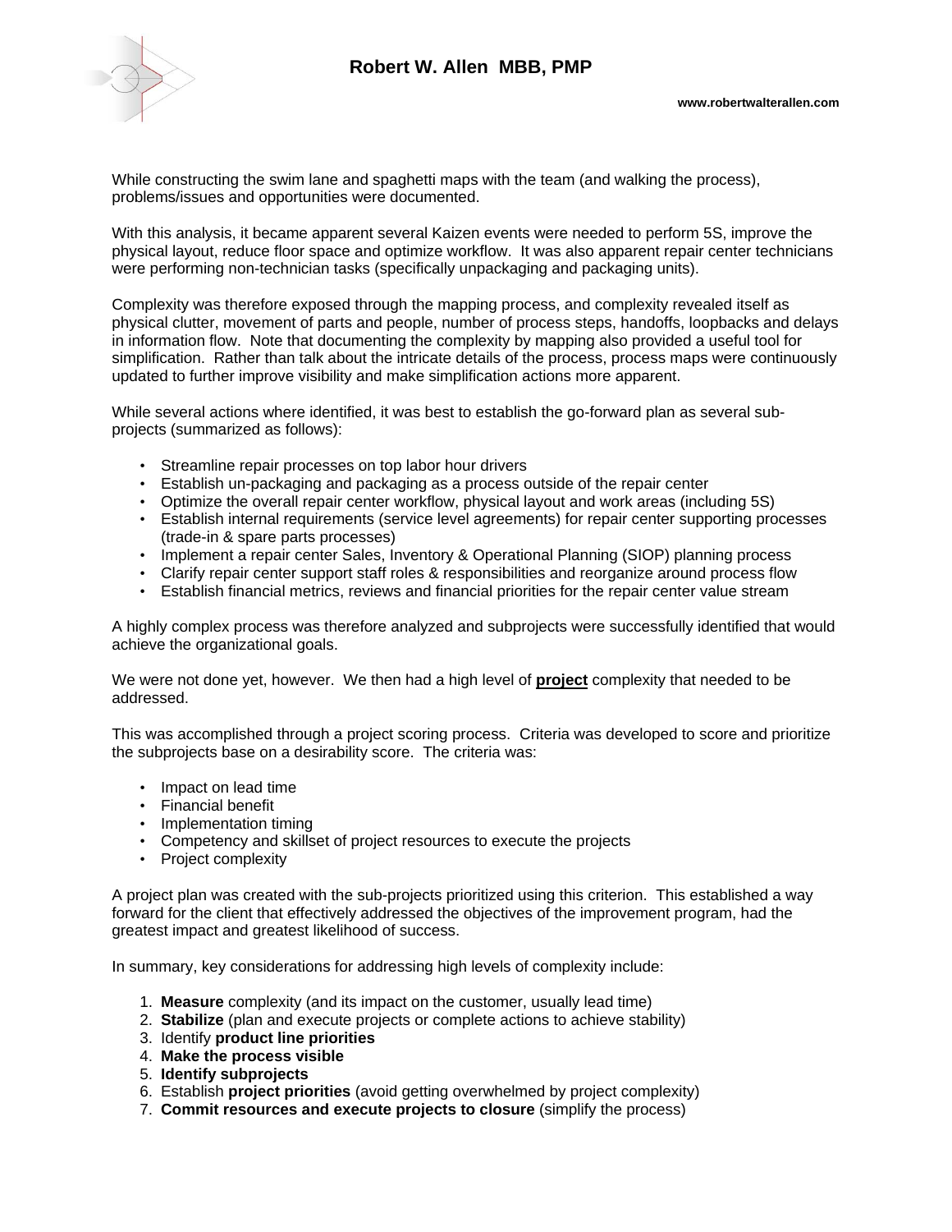While constructing the swim lane and spaghetti maps with the team (and walking the process), problems/issues and opportunities were documented.

With this analysis, it became apparent several Kaizen events were needed to perform 5S, improve the physical layout, reduce floor space and optimize workflow. It was also apparent repair center technicians were performing non-technician tasks (specifically unpackaging and packaging units).

Complexity was therefore exposed through the mapping process, and complexity revealed itself as physical clutter, movement of parts and people, number of process steps, handoffs, loopbacks and delays in information flow. Note that documenting the complexity by mapping also provided a useful tool for simplification. Rather than talk about the intricate details of the process, process maps were continuously updated to further improve visibility and make simplification actions more apparent.

While several actions where identified, it was best to establish the go-forward plan as several sub-projects (summarized as follows):

- Streamline repair processes on top labor hour drivers
- Establish un-packaging and packaging as a process outside of the repair center
- Optimize the overall repair center workflow, physical layout and work areas (including 5S)
- Establish internal requirements (service level agreements) for repair center supporting processes (trade-in & spare parts processes)
- Implement a repair center Sales, Inventory & Operational Planning (SIOP) planning process
- Clarify repair center support staff roles & responsibilities and reorganize around process flow
- Establish financial metrics, reviews and financial priorities for the repair center value stream

A highly complex process was therefore analyzed and subprojects were successfully identified that would achieve the organizational goals.

We were not done yet, however. We then had a high level of **<u>project</u>** complexity that needed to be addressed.

This was accomplished through a project scoring process. Criteria was developed to score and prioritize the subprojects base on a desirability score. The criteria was:

- Impact on lead time
- Financial benefit
- Implementation timing
- Competency and skillset of project resources to execute the projects
- Project complexity

A project plan was created with the sub-projects prioritized using this criterion. This established a way forward for the client that effectively addressed the objectives of the improvement program, had the greatest impact and greatest likelihood of success.

In summary, key considerations for addressing high levels of complexity include:

1. **Measure** complexity (and its impact on the customer, usually lead time)
2. **Stabilize** (plan and execute projects or complete actions to achieve stability)
3. Identify **product line priorities**
4. **Make the process visible**
5. **Identify subprojects**
6. Establish **project priorities** (avoid getting overwhelmed by project complexity)
7. **Commit resources and execute projects to closure** (simplify the process)